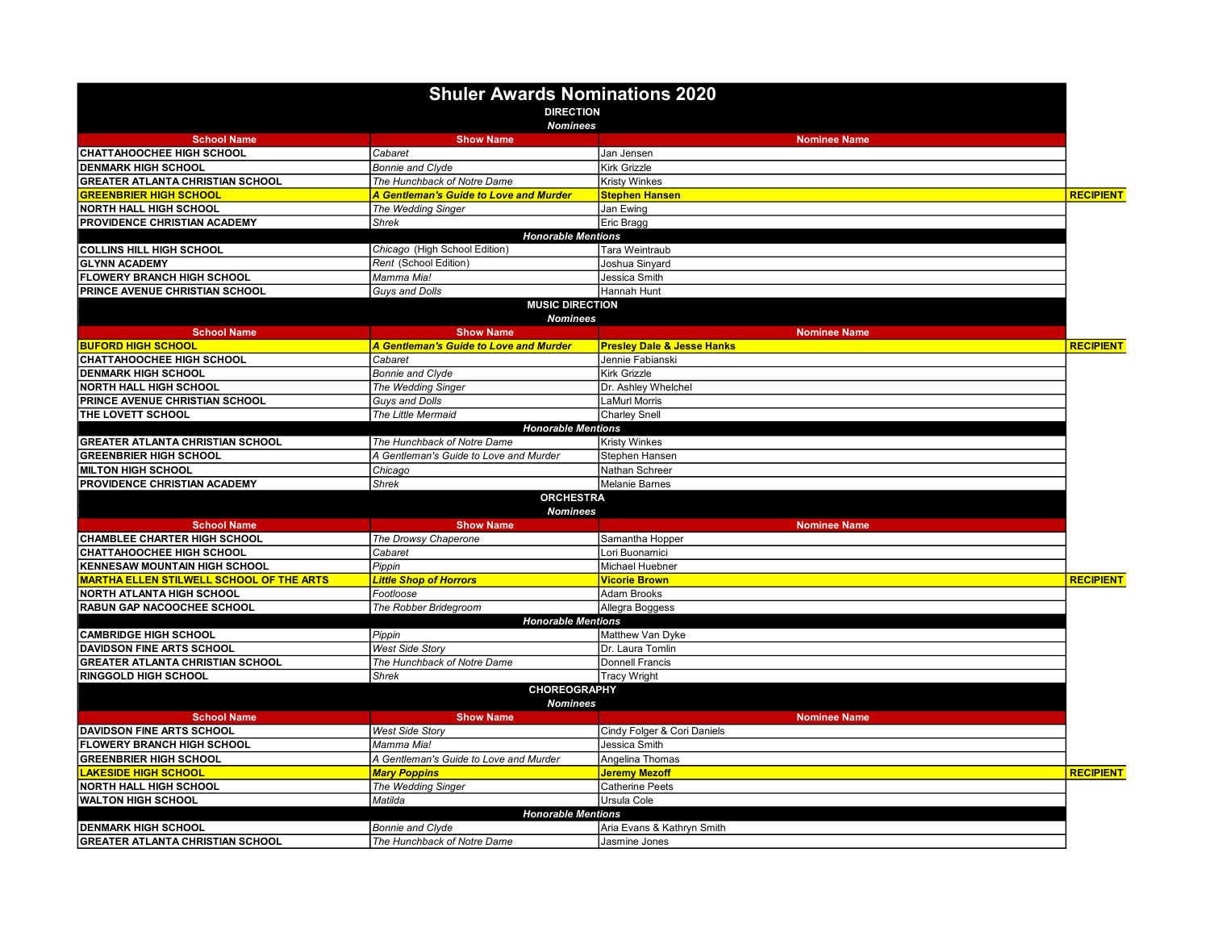# Shuler Awards Nominations 2020

## DIRECTION

*Nominees*

| School Name | Show Name | Nominee Name | |
|---|---|---|---|
| **CHATTAHOOCHEE HIGH SCHOOL** | *Cabaret* | Jan Jensen | |
| **DENMARK HIGH SCHOOL** | *Bonnie and Clyde* | Kirk Grizzle | |
| **GREATER ATLANTA CHRISTIAN SCHOOL** | *The Hunchback of Notre Dame* | Kristy Winkes | |
| **GREENBRIER HIGH SCHOOL** | ***A Gentleman's Guide to Love and Murder*** | **Stephen Hansen** | **RECIPIENT** |
| **NORTH HALL HIGH SCHOOL** | *The Wedding Singer* | Jan Ewing | |
| **PROVIDENCE CHRISTIAN ACADEMY** | *Shrek* | Eric Bragg | |
| | ***Honorable Mentions*** | | |
| **COLLINS HILL HIGH SCHOOL** | *Chicago* (High School Edition) | Tara Weintraub | |
| **GLYNN ACADEMY** | *Rent* (School Edition) | Joshua Sinyard | |
| **FLOWERY BRANCH HIGH SCHOOL** | *Mamma Mia!* | Jessica Smith | |
| **PRINCE AVENUE CHRISTIAN SCHOOL** | *Guys and Dolls* | Hannah Hunt | |

## MUSIC DIRECTION

*Nominees*

| School Name | Show Name | Nominee Name | |
|---|---|---|---|
| **BUFORD HIGH SCHOOL** | ***A Gentleman's Guide to Love and Murder*** | **Presley Dale & Jesse Hanks** | **RECIPIENT** |
| **CHATTAHOOCHEE HIGH SCHOOL** | *Cabaret* | Jennie Fabianski | |
| **DENMARK HIGH SCHOOL** | *Bonnie and Clyde* | Kirk Grizzle | |
| **NORTH HALL HIGH SCHOOL** | *The Wedding Singer* | Dr. Ashley Whelchel | |
| **PRINCE AVENUE CHRISTIAN SCHOOL** | *Guys and Dolls* | LaMurl Morris | |
| **THE LOVETT SCHOOL** | *The Little Mermaid* | Charley Snell | |
| | ***Honorable Mentions*** | | |
| **GREATER ATLANTA CHRISTIAN SCHOOL** | *The Hunchback of Notre Dame* | Kristy Winkes | |
| **GREENBRIER HIGH SCHOOL** | *A Gentleman's Guide to Love and Murder* | Stephen Hansen | |
| **MILTON HIGH SCHOOL** | *Chicago* | Nathan Schreer | |
| **PROVIDENCE CHRISTIAN ACADEMY** | *Shrek* | Melanie Barnes | |

## ORCHESTRA

*Nominees*

| School Name | Show Name | Nominee Name | |
|---|---|---|---|
| **CHAMBLEE CHARTER HIGH SCHOOL** | *The Drowsy Chaperone* | Samantha Hopper | |
| **CHATTAHOOCHEE HIGH SCHOOL** | *Cabaret* | Lori Buonamici | |
| **KENNESAW MOUNTAIN HIGH SCHOOL** | *Pippin* | Michael Huebner | |
| **MARTHA ELLEN STILWELL SCHOOL OF THE ARTS** | ***Little Shop of Horrors*** | **Vicorie Brown** | **RECIPIENT** |
| **NORTH ATLANTA HIGH SCHOOL** | *Footloose* | Adam Brooks | |
| **RABUN GAP NACOOCHEE SCHOOL** | *The Robber Bridegroom* | Allegra Boggess | |
| | ***Honorable Mentions*** | | |
| **CAMBRIDGE HIGH SCHOOL** | *Pippin* | Matthew Van Dyke | |
| **DAVIDSON FINE ARTS SCHOOL** | *West Side Story* | Dr. Laura Tomlin | |
| **GREATER ATLANTA CHRISTIAN SCHOOL** | *The Hunchback of Notre Dame* | Donnell Francis | |
| **RINGGOLD HIGH SCHOOL** | *Shrek* | Tracy Wright | |

## CHOREOGRAPHY

*Nominees*

| School Name | Show Name | Nominee Name | |
|---|---|---|---|
| **DAVIDSON FINE ARTS SCHOOL** | *West Side Story* | Cindy Folger & Cori Daniels | |
| **FLOWERY BRANCH HIGH SCHOOL** | *Mamma Mia!* | Jessica Smith | |
| **GREENBRIER HIGH SCHOOL** | *A Gentleman's Guide to Love and Murder* | Angelina Thomas | |
| **LAKESIDE HIGH SCHOOL** | ***Mary Poppins*** | **Jeremy Mezoff** | **RECIPIENT** |
| **NORTH HALL HIGH SCHOOL** | *The Wedding Singer* | Catherine Peets | |
| **WALTON HIGH SCHOOL** | *Matilda* | Ursula Cole | |
| | ***Honorable Mentions*** | | |
| **DENMARK HIGH SCHOOL** | *Bonnie and Clyde* | Aria Evans & Kathryn Smith | |
| **GREATER ATLANTA CHRISTIAN SCHOOL** | *The Hunchback of Notre Dame* | Jasmine Jones | |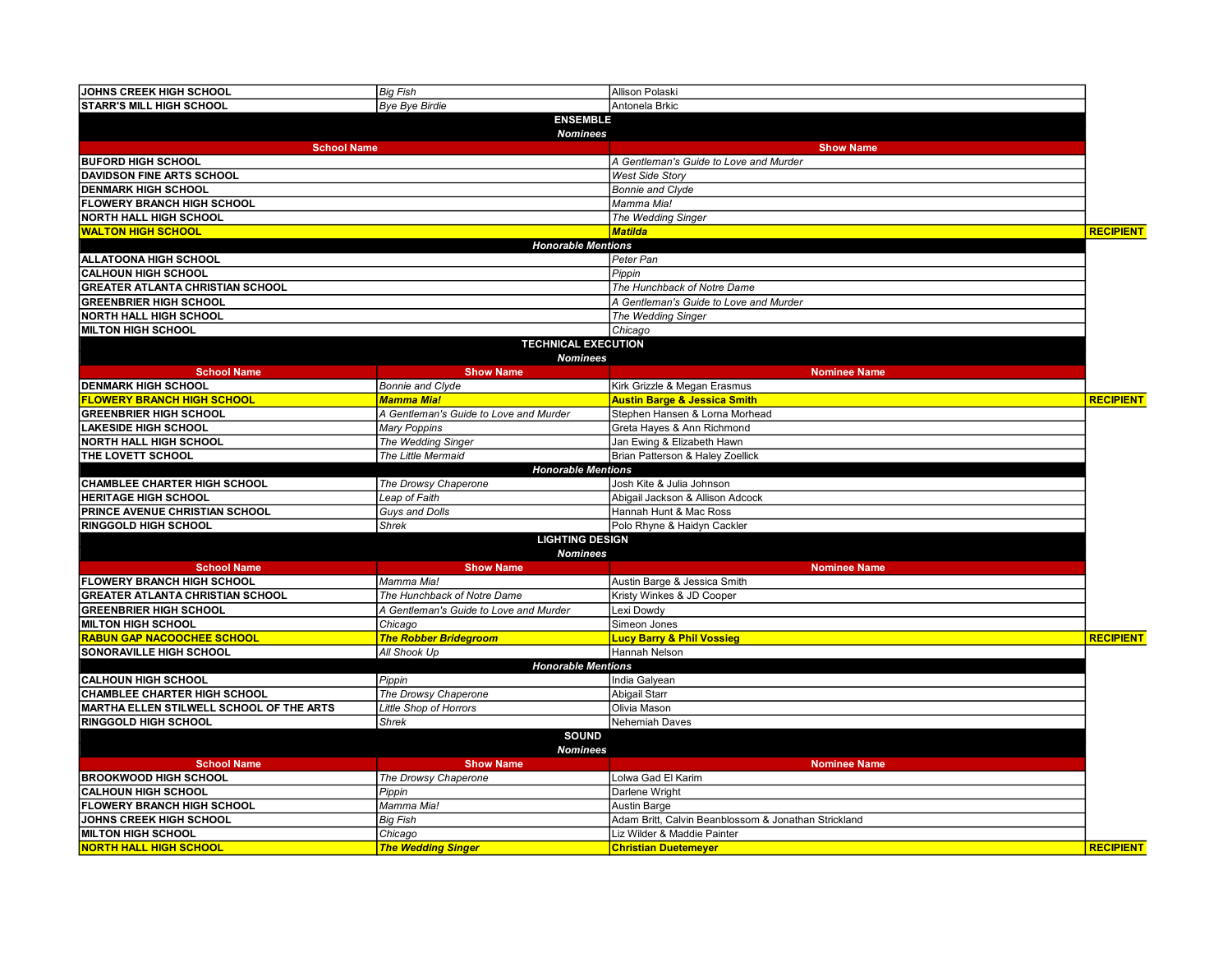| School Name | Show Name | Nominee Name | |
|---|---|---|---|
| JOHNS CREEK HIGH SCHOOL | *Big Fish* | Allison Polaski | |
| STARR'S MILL HIGH SCHOOL | *Bye Bye Birdie* | Antonela Brkic | |

## ENSEMBLE

### Nominees

| School Name | Show Name | |
|---|---|---|
| BUFORD HIGH SCHOOL | *A Gentleman's Guide to Love and Murder* | |
| DAVIDSON FINE ARTS SCHOOL | *West Side Story* | |
| DENMARK HIGH SCHOOL | *Bonnie and Clyde* | |
| FLOWERY BRANCH HIGH SCHOOL | *Mamma Mia!* | |
| NORTH HALL HIGH SCHOOL | *The Wedding Singer* | |
| **WALTON HIGH SCHOOL** | ***Matilda*** | **RECIPIENT** |

### Honorable Mentions

| School Name | Show Name |
|---|---|
| ALLATOONA HIGH SCHOOL | *Peter Pan* |
| CALHOUN HIGH SCHOOL | *Pippin* |
| GREATER ATLANTA CHRISTIAN SCHOOL | *The Hunchback of Notre Dame* |
| GREENBRIER HIGH SCHOOL | *A Gentleman's Guide to Love and Murder* |
| NORTH HALL HIGH SCHOOL | *The Wedding Singer* |
| MILTON HIGH SCHOOL | *Chicago* |

## TECHNICAL EXECUTION

### Nominees

| School Name | Show Name | Nominee Name | |
|---|---|---|---|
| DENMARK HIGH SCHOOL | *Bonnie and Clyde* | Kirk Grizzle & Megan Erasmus | |
| **FLOWERY BRANCH HIGH SCHOOL** | ***Mamma Mia!*** | **Austin Barge & Jessica Smith** | **RECIPIENT** |
| GREENBRIER HIGH SCHOOL | *A Gentleman's Guide to Love and Murder* | Stephen Hansen & Lorna Morhead | |
| LAKESIDE HIGH SCHOOL | *Mary Poppins* | Greta Hayes & Ann Richmond | |
| NORTH HALL HIGH SCHOOL | *The Wedding Singer* | Jan Ewing & Elizabeth Hawn | |
| THE LOVETT SCHOOL | *The Little Mermaid* | Brian Patterson & Haley Zoellick | |

### Honorable Mentions

| School Name | Show Name | Nominee Name |
|---|---|---|
| CHAMBLEE CHARTER HIGH SCHOOL | *The Drowsy Chaperone* | Josh Kite & Julia Johnson |
| HERITAGE HIGH SCHOOL | *Leap of Faith* | Abigail Jackson & Allison Adcock |
| PRINCE AVENUE CHRISTIAN SCHOOL | *Guys and Dolls* | Hannah Hunt & Mac Ross |
| RINGGOLD HIGH SCHOOL | *Shrek* | Polo Rhyne & Haidyn Cackler |

## LIGHTING DESIGN

### Nominees

| School Name | Show Name | Nominee Name | |
|---|---|---|---|
| FLOWERY BRANCH HIGH SCHOOL | *Mamma Mia!* | Austin Barge & Jessica Smith | |
| GREATER ATLANTA CHRISTIAN SCHOOL | *The Hunchback of Notre Dame* | Kristy Winkes & JD Cooper | |
| GREENBRIER HIGH SCHOOL | *A Gentleman's Guide to Love and Murder* | Lexi Dowdy | |
| MILTON HIGH SCHOOL | *Chicago* | Simeon Jones | |
| **RABUN GAP NACOOCHEE SCHOOL** | ***The Robber Bridegroom*** | **Lucy Barry & Phil Vossieg** | **RECIPIENT** |
| SONORAVILLE HIGH SCHOOL | *All Shook Up* | Hannah Nelson | |

### Honorable Mentions

| School Name | Show Name | Nominee Name |
|---|---|---|
| CALHOUN HIGH SCHOOL | *Pippin* | India Galyean |
| CHAMBLEE CHARTER HIGH SCHOOL | *The Drowsy Chaperone* | Abigail Starr |
| MARTHA ELLEN STILWELL SCHOOL OF THE ARTS | *Little Shop of Horrors* | Olivia Mason |
| RINGGOLD HIGH SCHOOL | *Shrek* | Nehemiah Daves |

## SOUND

### Nominees

| School Name | Show Name | Nominee Name | |
|---|---|---|---|
| BROOKWOOD HIGH SCHOOL | *The Drowsy Chaperone* | Lolwa Gad El Karim | |
| CALHOUN HIGH SCHOOL | *Pippin* | Darlene Wright | |
| FLOWERY BRANCH HIGH SCHOOL | *Mamma Mia!* | Austin Barge | |
| JOHNS CREEK HIGH SCHOOL | *Big Fish* | Adam Britt, Calvin Beanblossom & Jonathan Strickland | |
| MILTON HIGH SCHOOL | *Chicago* | Liz Wilder & Maddie Painter | |
| **NORTH HALL HIGH SCHOOL** | ***The Wedding Singer*** | **Christian Duetemeyer** | **RECIPIENT** |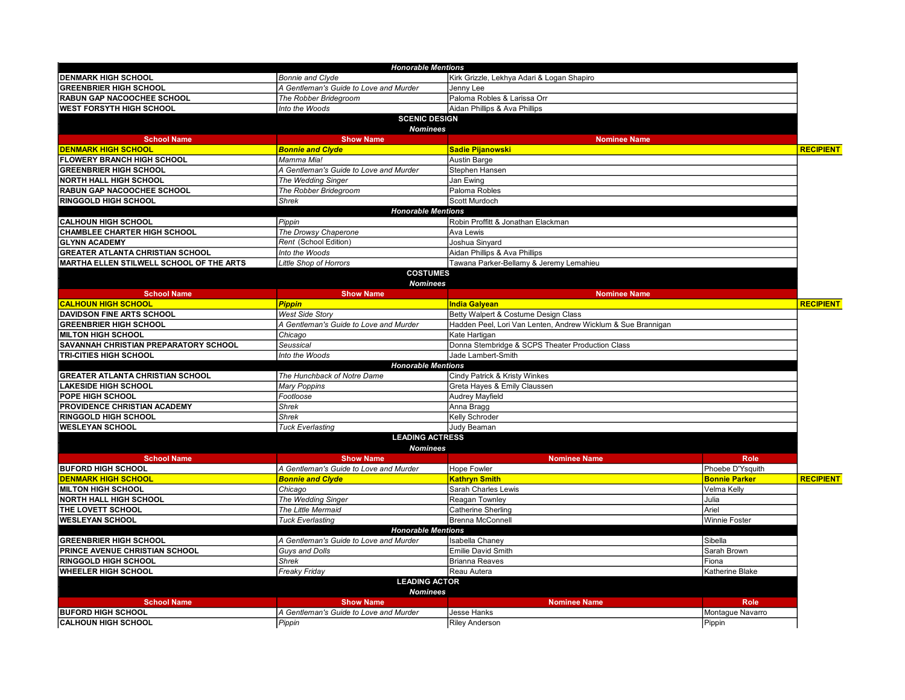**Honorable Mentions**

| School Name | Show Name | Nominee Name | |
|---|---|---|---|
| DENMARK HIGH SCHOOL | *Bonnie and Clyde* | Kirk Grizzle, Lekhya Adari & Logan Shapiro | |
| GREENBRIER HIGH SCHOOL | *A Gentleman's Guide to Love and Murder* | Jenny Lee | |
| RABUN GAP NACOOCHEE SCHOOL | *The Robber Bridegroom* | Paloma Robles & Larissa Orr | |
| WEST FORSYTH HIGH SCHOOL | *Into the Woods* | Aidan Phillips & Ava Phillips | |

## SCENIC DESIGN

**Nominees**

| School Name | Show Name | Nominee Name | |
|---|---|---|---|
| **DENMARK HIGH SCHOOL** | ***Bonnie and Clyde*** | **Sadie Pijanowski** | **RECIPIENT** |
| FLOWERY BRANCH HIGH SCHOOL | *Mamma Mia!* | Austin Barge | |
| GREENBRIER HIGH SCHOOL | *A Gentleman's Guide to Love and Murder* | Stephen Hansen | |
| NORTH HALL HIGH SCHOOL | *The Wedding Singer* | Jan Ewing | |
| RABUN GAP NACOOCHEE SCHOOL | *The Robber Bridegroom* | Paloma Robles | |
| RINGGOLD HIGH SCHOOL | *Shrek* | Scott Murdoch | |

**Honorable Mentions**

| School Name | Show Name | Nominee Name |
|---|---|---|
| CALHOUN HIGH SCHOOL | *Pippin* | Robin Proffitt & Jonathan Elackman |
| CHAMBLEE CHARTER HIGH SCHOOL | *The Drowsy Chaperone* | Ava Lewis |
| GLYNN ACADEMY | *Rent* (School Edition) | Joshua Sinyard |
| GREATER ATLANTA CHRISTIAN SCHOOL | *Into the Woods* | Aidan Phillips & Ava Phillips |
| MARTHA ELLEN STILWELL SCHOOL OF THE ARTS | *Little Shop of Horrors* | Tawana Parker-Bellamy & Jeremy Lemahieu |

## COSTUMES

**Nominees**

| School Name | Show Name | Nominee Name | |
|---|---|---|---|
| **CALHOUN HIGH SCHOOL** | ***Pippin*** | **India Galyean** | **RECIPIENT** |
| DAVIDSON FINE ARTS SCHOOL | *West Side Story* | Betty Walpert & Costume Design Class | |
| GREENBRIER HIGH SCHOOL | *A Gentleman's Guide to Love and Murder* | Hadden Peel, Lori Van Lenten, Andrew Wicklum & Sue Brannigan | |
| MILTON HIGH SCHOOL | *Chicago* | Kate Hartigan | |
| SAVANNAH CHRISTIAN PREPARATORY SCHOOL | *Seussical* | Donna Stembridge & SCPS Theater Production Class | |
| TRI-CITIES HIGH SCHOOL | *Into the Woods* | Jade Lambert-Smith | |

**Honorable Mentions**

| School Name | Show Name | Nominee Name |
|---|---|---|
| GREATER ATLANTA CHRISTIAN SCHOOL | *The Hunchback of Notre Dame* | Cindy Patrick & Kristy Winkes |
| LAKESIDE HIGH SCHOOL | *Mary Poppins* | Greta Hayes & Emily Claussen |
| POPE HIGH SCHOOL | *Footloose* | Audrey Mayfield |
| PROVIDENCE CHRISTIAN ACADEMY | *Shrek* | Anna Bragg |
| RINGGOLD HIGH SCHOOL | *Shrek* | Kelly Schroder |
| WESLEYAN SCHOOL | *Tuck Everlasting* | Judy Beaman |

## LEADING ACTRESS

**Nominees**

| School Name | Show Name | Nominee Name | Role | |
|---|---|---|---|---|
| BUFORD HIGH SCHOOL | *A Gentleman's Guide to Love and Murder* | Hope Fowler | Phoebe D'Ysquith | |
| **DENMARK HIGH SCHOOL** | ***Bonnie and Clyde*** | **Kathryn Smith** | **Bonnie Parker** | **RECIPIENT** |
| MILTON HIGH SCHOOL | *Chicago* | Sarah Charles Lewis | Velma Kelly | |
| NORTH HALL HIGH SCHOOL | *The Wedding Singer* | Reagan Townley | Julia | |
| THE LOVETT SCHOOL | *The Little Mermaid* | Catherine Sherling | Ariel | |
| WESLEYAN SCHOOL | *Tuck Everlasting* | Brenna McConnell | Winnie Foster | |

**Honorable Mentions**

| School Name | Show Name | Nominee Name | Role |
|---|---|---|---|
| GREENBRIER HIGH SCHOOL | *A Gentleman's Guide to Love and Murder* | Isabella Chaney | Sibella |
| PRINCE AVENUE CHRISTIAN SCHOOL | *Guys and Dolls* | Emilie David Smith | Sarah Brown |
| RINGGOLD HIGH SCHOOL | *Shrek* | Brianna Reaves | Fiona |
| WHEELER HIGH SCHOOL | *Freaky Friday* | Reau Autera | Katherine Blake |

## LEADING ACTOR

**Nominees**

| School Name | Show Name | Nominee Name | Role |
|---|---|---|---|
| BUFORD HIGH SCHOOL | *A Gentleman's Guide to Love and Murder* | Jesse Hanks | Montague Navarro |
| CALHOUN HIGH SCHOOL | *Pippin* | Riley Anderson | Pippin |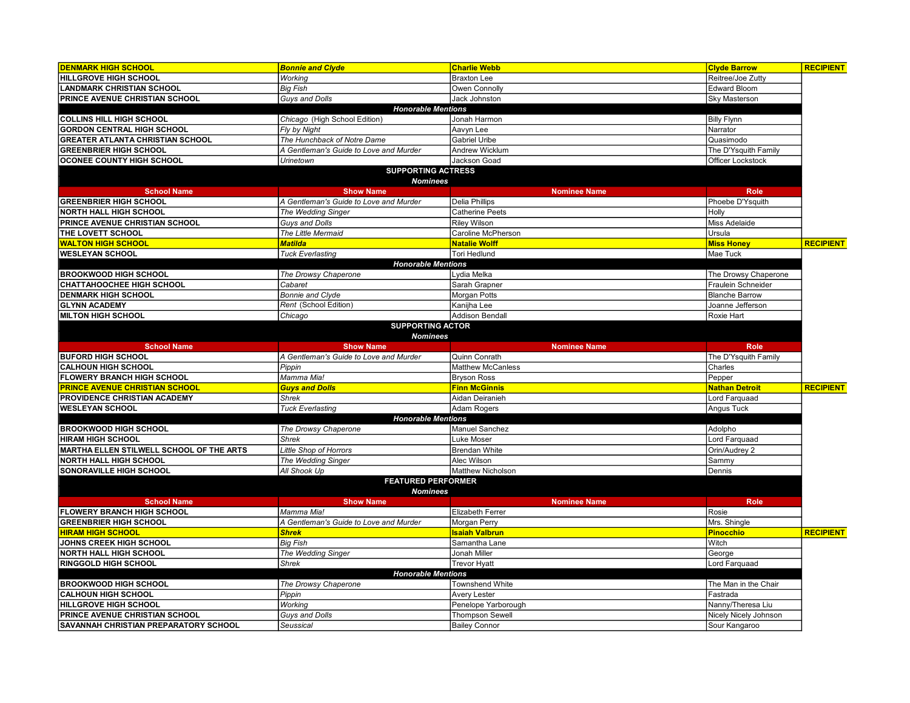| School Name | Show Name | Nominee Name | Role | |
|---|---|---|---|---|
| **DENMARK HIGH SCHOOL** | ***Bonnie and Clyde*** | **Charlie Webb** | **Clyde Barrow** | **RECIPIENT** |
| **HILLGROVE HIGH SCHOOL** | *Working* | Braxton Lee | Reitree/Joe Zutty | |
| **LANDMARK CHRISTIAN SCHOOL** | *Big Fish* | Owen Connolly | Edward Bloom | |
| **PRINCE AVENUE CHRISTIAN SCHOOL** | *Guys and Dolls* | Jack Johnston | Sky Masterson | |
| | ***Honorable Mentions*** | | | |
| **COLLINS HILL HIGH SCHOOL** | *Chicago* (High School Edition) | Jonah Harmon | Billy Flynn | |
| **GORDON CENTRAL HIGH SCHOOL** | *Fly by Night* | Aavyn Lee | Narrator | |
| **GREATER ATLANTA CHRISTIAN SCHOOL** | *The Hunchback of Notre Dame* | Gabriel Uribe | Quasimodo | |
| **GREENBRIER HIGH SCHOOL** | *A Gentleman's Guide to Love and Murder* | Andrew Wicklum | The D'Ysquith Family | |
| **OCONEE COUNTY HIGH SCHOOL** | *Urinetown* | Jackson Goad | Officer Lockstock | |

## SUPPORTING ACTRESS

***Nominees***

| School Name | Show Name | Nominee Name | Role | |
|---|---|---|---|---|
| **GREENBRIER HIGH SCHOOL** | *A Gentleman's Guide to Love and Murder* | Delia Phillips | Phoebe D'Ysquith | |
| **NORTH HALL HIGH SCHOOL** | *The Wedding Singer* | Catherine Peets | Holly | |
| **PRINCE AVENUE CHRISTIAN SCHOOL** | *Guys and Dolls* | Riley Wilson | Miss Adelaide | |
| **THE LOVETT SCHOOL** | *The Little Mermaid* | Caroline McPherson | Ursula | |
| **WALTON HIGH SCHOOL** | ***Matilda*** | **Natalie Wolff** | **Miss Honey** | **RECIPIENT** |
| **WESLEYAN SCHOOL** | *Tuck Everlasting* | Tori Hedlund | Mae Tuck | |
| | ***Honorable Mentions*** | | | |
| **BROOKWOOD HIGH SCHOOL** | *The Drowsy Chaperone* | Lydia Melka | The Drowsy Chaperone | |
| **CHATTAHOOCHEE HIGH SCHOOL** | *Cabaret* | Sarah Grapner | Fraulein Schneider | |
| **DENMARK HIGH SCHOOL** | *Bonnie and Clyde* | Morgan Potts | Blanche Barrow | |
| **GLYNN ACADEMY** | *Rent* (School Edition) | Kanijha Lee | Joanne Jefferson | |
| **MILTON HIGH SCHOOL** | *Chicago* | Addison Bendall | Roxie Hart | |

## SUPPORTING ACTOR

***Nominees***

| School Name | Show Name | Nominee Name | Role | |
|---|---|---|---|---|
| **BUFORD HIGH SCHOOL** | *A Gentleman's Guide to Love and Murder* | Quinn Conrath | The D'Ysquith Family | |
| **CALHOUN HIGH SCHOOL** | *Pippin* | Matthew McCanless | Charles | |
| **FLOWERY BRANCH HIGH SCHOOL** | *Mamma Mia!* | Bryson Ross | Pepper | |
| **PRINCE AVENUE CHRISTIAN SCHOOL** | ***Guys and Dolls*** | **Finn McGinnis** | **Nathan Detroit** | **RECIPIENT** |
| **PROVIDENCE CHRISTIAN ACADEMY** | *Shrek* | Aidan Deiranieh | Lord Farquaad | |
| **WESLEYAN SCHOOL** | *Tuck Everlasting* | Adam Rogers | Angus Tuck | |
| | ***Honorable Mentions*** | | | |
| **BROOKWOOD HIGH SCHOOL** | *The Drowsy Chaperone* | Manuel Sanchez | Adolpho | |
| **HIRAM HIGH SCHOOL** | *Shrek* | Luke Moser | Lord Farquaad | |
| **MARTHA ELLEN STILWELL SCHOOL OF THE ARTS** | *Little Shop of Horrors* | Brendan White | Orin/Audrey 2 | |
| **NORTH HALL HIGH SCHOOL** | *The Wedding Singer* | Alec Wilson | Sammy | |
| **SONORAVILLE HIGH SCHOOL** | *All Shook Up* | Matthew Nicholson | Dennis | |

## FEATURED PERFORMER

***Nominees***

| School Name | Show Name | Nominee Name | Role | |
|---|---|---|---|---|
| **FLOWERY BRANCH HIGH SCHOOL** | *Mamma Mia!* | Elizabeth Ferrer | Rosie | |
| **GREENBRIER HIGH SCHOOL** | *A Gentleman's Guide to Love and Murder* | Morgan Perry | Mrs. Shingle | |
| **HIRAM HIGH SCHOOL** | ***Shrek*** | **Isaiah Valbrun** | **Pinocchio** | **RECIPIENT** |
| **JOHNS CREEK HIGH SCHOOL** | *Big Fish* | Samantha Lane | Witch | |
| **NORTH HALL HIGH SCHOOL** | *The Wedding Singer* | Jonah Miller | George | |
| **RINGGOLD HIGH SCHOOL** | *Shrek* | Trevor Hyatt | Lord Farquaad | |
| | ***Honorable Mentions*** | | | |
| **BROOKWOOD HIGH SCHOOL** | *The Drowsy Chaperone* | Townshend White | The Man in the Chair | |
| **CALHOUN HIGH SCHOOL** | *Pippin* | Avery Lester | Fastrada | |
| **HILLGROVE HIGH SCHOOL** | *Working* | Penelope Yarborough | Nanny/Theresa Liu | |
| **PRINCE AVENUE CHRISTIAN SCHOOL** | *Guys and Dolls* | Thompson Sewell | Nicely Nicely Johnson | |
| **SAVANNAH CHRISTIAN PREPARATORY SCHOOL** | *Seussical* | Bailey Connor | Sour Kangaroo | |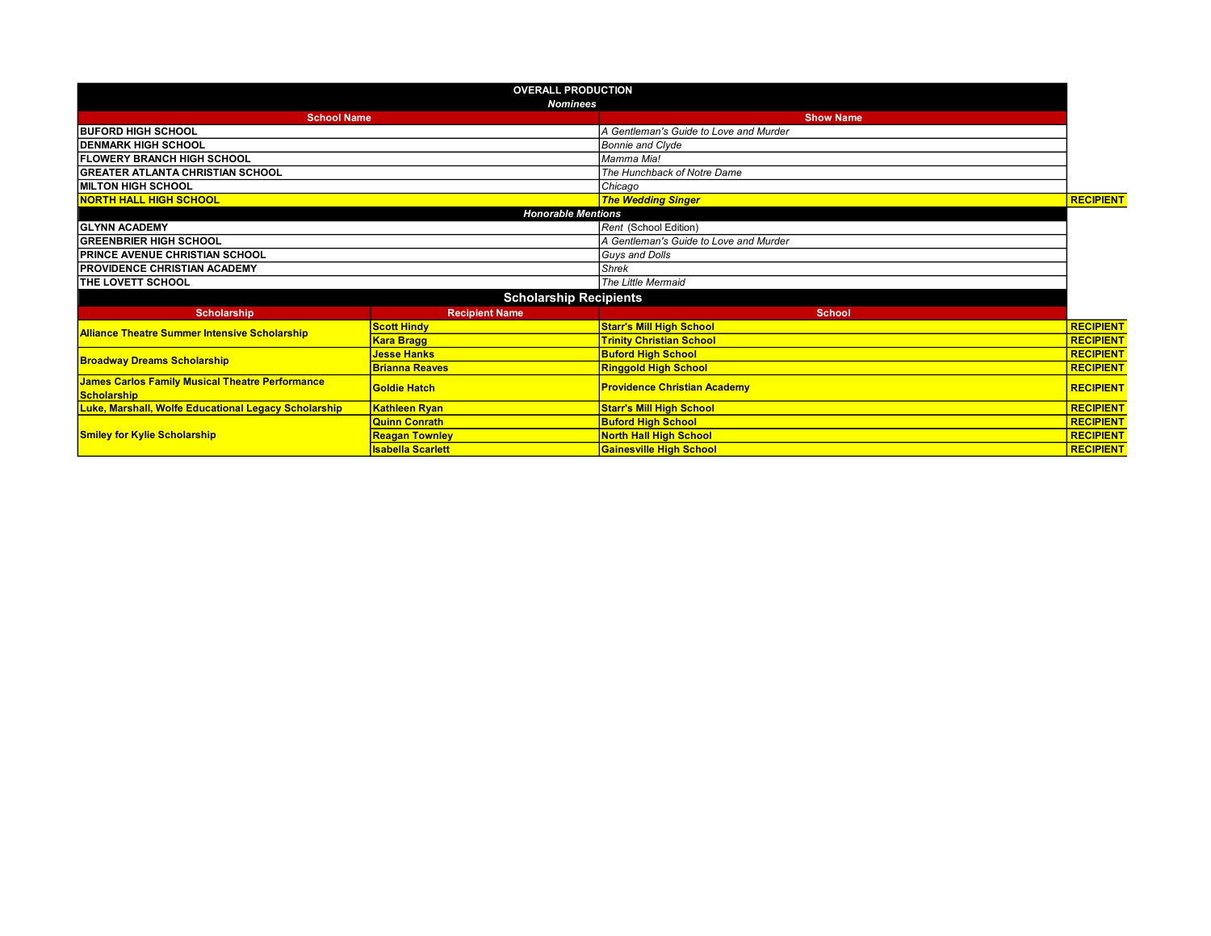## OVERALL PRODUCTION

### *Nominees*

| School Name | Show Name | |
|---|---|---|
| BUFORD HIGH SCHOOL | *A Gentleman's Guide to Love and Murder* | |
| DENMARK HIGH SCHOOL | *Bonnie and Clyde* | |
| FLOWERY BRANCH HIGH SCHOOL | *Mamma Mia!* | |
| GREATER ATLANTA CHRISTIAN SCHOOL | *The Hunchback of Notre Dame* | |
| MILTON HIGH SCHOOL | *Chicago* | |
| **NORTH HALL HIGH SCHOOL** | ***The Wedding Singer*** | **RECIPIENT** |

### *Honorable Mentions*

| School Name | Show Name |
|---|---|
| GLYNN ACADEMY | *Rent* (School Edition) |
| GREENBRIER HIGH SCHOOL | *A Gentleman's Guide to Love and Murder* |
| PRINCE AVENUE CHRISTIAN SCHOOL | *Guys and Dolls* |
| PROVIDENCE CHRISTIAN ACADEMY | *Shrek* |
| THE LOVETT SCHOOL | *The Little Mermaid* |

## Scholarship Recipients

| Scholarship | Recipient Name | School | |
|---|---|---|---|
| **Alliance Theatre Summer Intensive Scholarship** | **Scott Hindy** | **Starr's Mill High School** | **RECIPIENT** |
| | **Kara Bragg** | **Trinity Christian School** | **RECIPIENT** |
| **Broadway Dreams Scholarship** | **Jesse Hanks** | **Buford High School** | **RECIPIENT** |
| | **Brianna Reaves** | **Ringgold High School** | **RECIPIENT** |
| **James Carlos Family Musical Theatre Performance Scholarship** | **Goldie Hatch** | **Providence Christian Academy** | **RECIPIENT** |
| **Luke, Marshall, Wolfe Educational Legacy Scholarship** | **Kathleen Ryan** | **Starr's Mill High School** | **RECIPIENT** |
| **Smiley for Kylie Scholarship** | **Quinn Conrath** | **Buford High School** | **RECIPIENT** |
| | **Reagan Townley** | **North Hall High School** | **RECIPIENT** |
| | **Isabella Scarlett** | **Gainesville High School** | **RECIPIENT** |